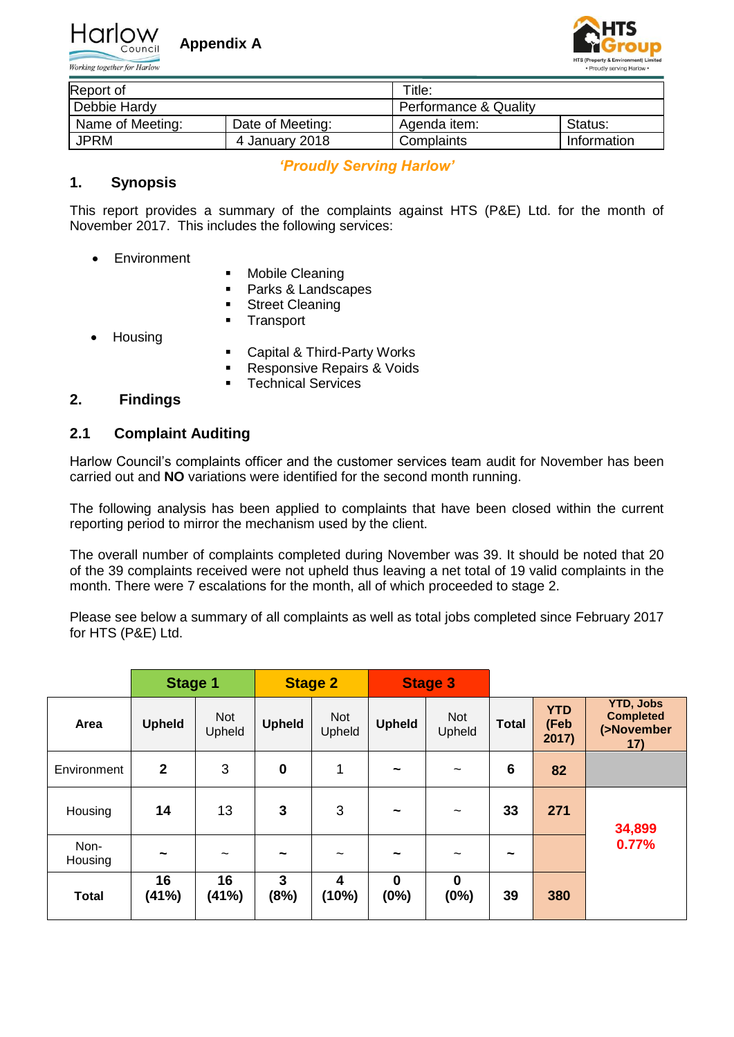Harlow Council

*Working together for Harlow*

**Appendix A**

HTS Group

HTS (Property & Environment) Limited • Proudly serving Harlow •

| Report of | | Title: | |
|---|---|---|---|
| Debbie Hardy | | Performance & Quality | |
| Name of Meeting: | Date of Meeting: | Agenda item: | Status: |
| JPRM | 4 January 2018 | Complaints | Information |

***'Proudly Serving Harlow'***

## 1. Synopsis

This report provides a summary of the complaints against HTS (P&E) Ltd. for the month of November 2017. This includes the following services:

- Environment
  - Mobile Cleaning
  - Parks & Landscapes
  - Street Cleaning
  - Transport
- Housing
  - Capital & Third-Party Works
  - Responsive Repairs & Voids
  - Technical Services

## 2. Findings

### 2.1 Complaint Auditing

Harlow Council's complaints officer and the customer services team audit for November has been carried out and **NO** variations were identified for the second month running.

The following analysis has been applied to complaints that have been closed within the current reporting period to mirror the mechanism used by the client.

The overall number of complaints completed during November was 39. It should be noted that 20 of the 39 complaints received were not upheld thus leaving a net total of 19 valid complaints in the month. There were 7 escalations for the month, all of which proceeded to stage 2.

Please see below a summary of all complaints as well as total jobs completed since February 2017 for HTS (P&E) Ltd.

| | **Stage 1** | | **Stage 2** | | **Stage 3** | | | | |
|---|---|---|---|---|---|---|---|---|---|
| **Area** | **Upheld** | Not Upheld | **Upheld** | Not Upheld | **Upheld** | Not Upheld | **Total** | **YTD (Feb 2017)** | **YTD, Jobs Completed (>November 17)** |
| Environment | **2** | 3 | **0** | 1 | **~** | ~ | **6** | **82** | |
| Housing | **14** | 13 | **3** | 3 | **~** | ~ | **33** | **271** | **34,899 0.77%** |
| Non-Housing | **~** | ~ | **~** | ~ | **~** | ~ | **~** | | |
| **Total** | **16 (41%)** | **16 (41%)** | **3 (8%)** | **4 (10%)** | **0 (0%)** | **0 (0%)** | **39** | **380** | |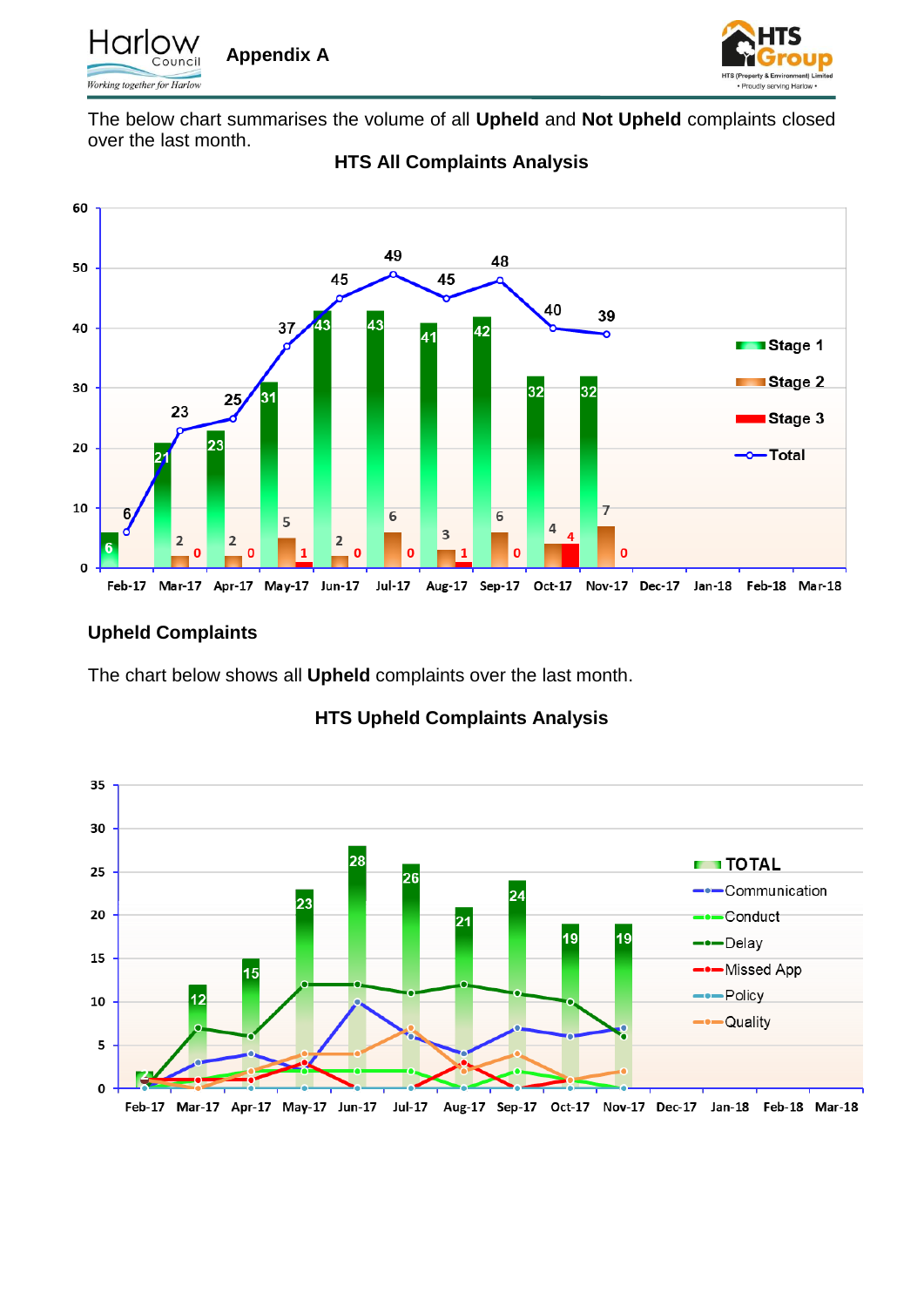Appendix A

The below chart summarises the volume of all **Upheld** and **Not Upheld** complaints closed over the last month.

**HTS All Complaints Analysis**

| | Feb-17 | Mar-17 | Apr-17 | May-17 | Jun-17 | Jul-17 | Aug-17 | Sep-17 | Oct-17 | Nov-17 | Dec-17 | Jan-18 | Feb-18 | Mar-18 |
|---|---|---|---|---|---|---|---|---|---|---|---|---|---|---|
| Stage 1 | 6 | 21 | 23 | 31 | 43 | 43 | 41 | 42 | 32 | 32 | | | | |
| Stage 2 | | 2 | 2 | 5 | 2 | 6 | 3 | 6 | 4 | 7 | | | | |
| Stage 3 | | 0 | 0 | 1 | 0 | 0 | 1 | 0 | 4 | 0 | | | | |
| Total | 6 | 23 | 25 | 37 | 45 | 49 | 45 | 48 | 40 | 39 | | | | |

## Upheld Complaints

The chart below shows all **Upheld** complaints over the last month.

**HTS Upheld Complaints Analysis**

| | Feb-17 | Mar-17 | Apr-17 | May-17 | Jun-17 | Jul-17 | Aug-17 | Sep-17 | Oct-17 | Nov-17 | Dec-17 | Jan-18 | Feb-18 | Mar-18 |
|---|---|---|---|---|---|---|---|---|---|---|---|---|---|---|
| TOTAL | 2 | 12 | 15 | 23 | 28 | 26 | 21 | 24 | 19 | 19 | | | | |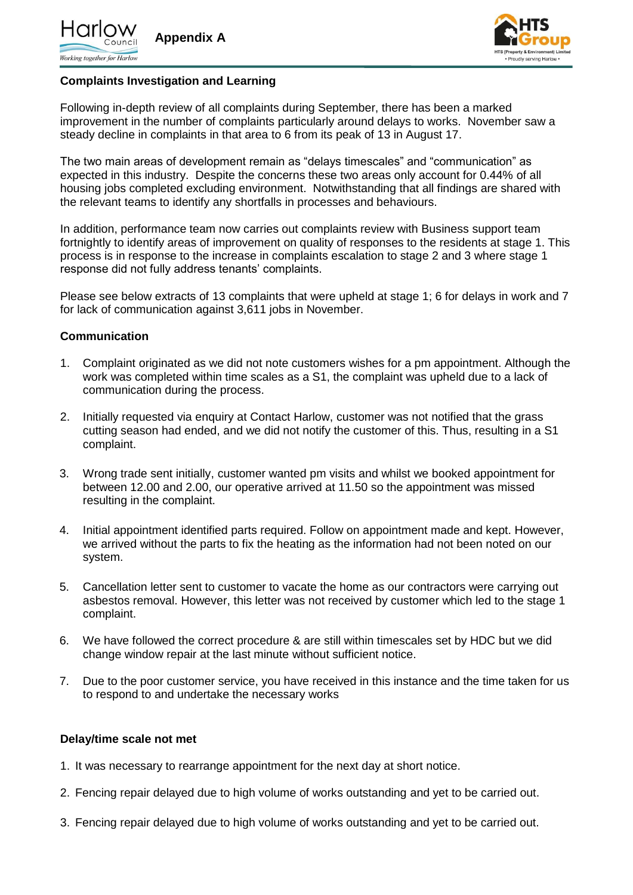**Appendix A**

**Complaints Investigation and Learning**

Following in-depth review of all complaints during September, there has been a marked improvement in the number of complaints particularly around delays to works. November saw a steady decline in complaints in that area to 6 from its peak of 13 in August 17.

The two main areas of development remain as "delays timescales" and "communication" as expected in this industry. Despite the concerns these two areas only account for 0.44% of all housing jobs completed excluding environment. Notwithstanding that all findings are shared with the relevant teams to identify any shortfalls in processes and behaviours.

In addition, performance team now carries out complaints review with Business support team fortnightly to identify areas of improvement on quality of responses to the residents at stage 1. This process is in response to the increase in complaints escalation to stage 2 and 3 where stage 1 response did not fully address tenants' complaints.

Please see below extracts of 13 complaints that were upheld at stage 1; 6 for delays in work and 7 for lack of communication against 3,611 jobs in November.

**Communication**

1. Complaint originated as we did not note customers wishes for a pm appointment. Although the work was completed within time scales as a S1, the complaint was upheld due to a lack of communication during the process.

2. Initially requested via enquiry at Contact Harlow, customer was not notified that the grass cutting season had ended, and we did not notify the customer of this. Thus, resulting in a S1 complaint.

3. Wrong trade sent initially, customer wanted pm visits and whilst we booked appointment for between 12.00 and 2.00, our operative arrived at 11.50 so the appointment was missed resulting in the complaint.

4. Initial appointment identified parts required. Follow on appointment made and kept. However, we arrived without the parts to fix the heating as the information had not been noted on our system.

5. Cancellation letter sent to customer to vacate the home as our contractors were carrying out asbestos removal. However, this letter was not received by customer which led to the stage 1 complaint.

6. We have followed the correct procedure & are still within timescales set by HDC but we did change window repair at the last minute without sufficient notice.

7. Due to the poor customer service, you have received in this instance and the time taken for us to respond to and undertake the necessary works

**Delay/time scale not met**

1. It was necessary to rearrange appointment for the next day at short notice.
2. Fencing repair delayed due to high volume of works outstanding and yet to be carried out.
3. Fencing repair delayed due to high volume of works outstanding and yet to be carried out.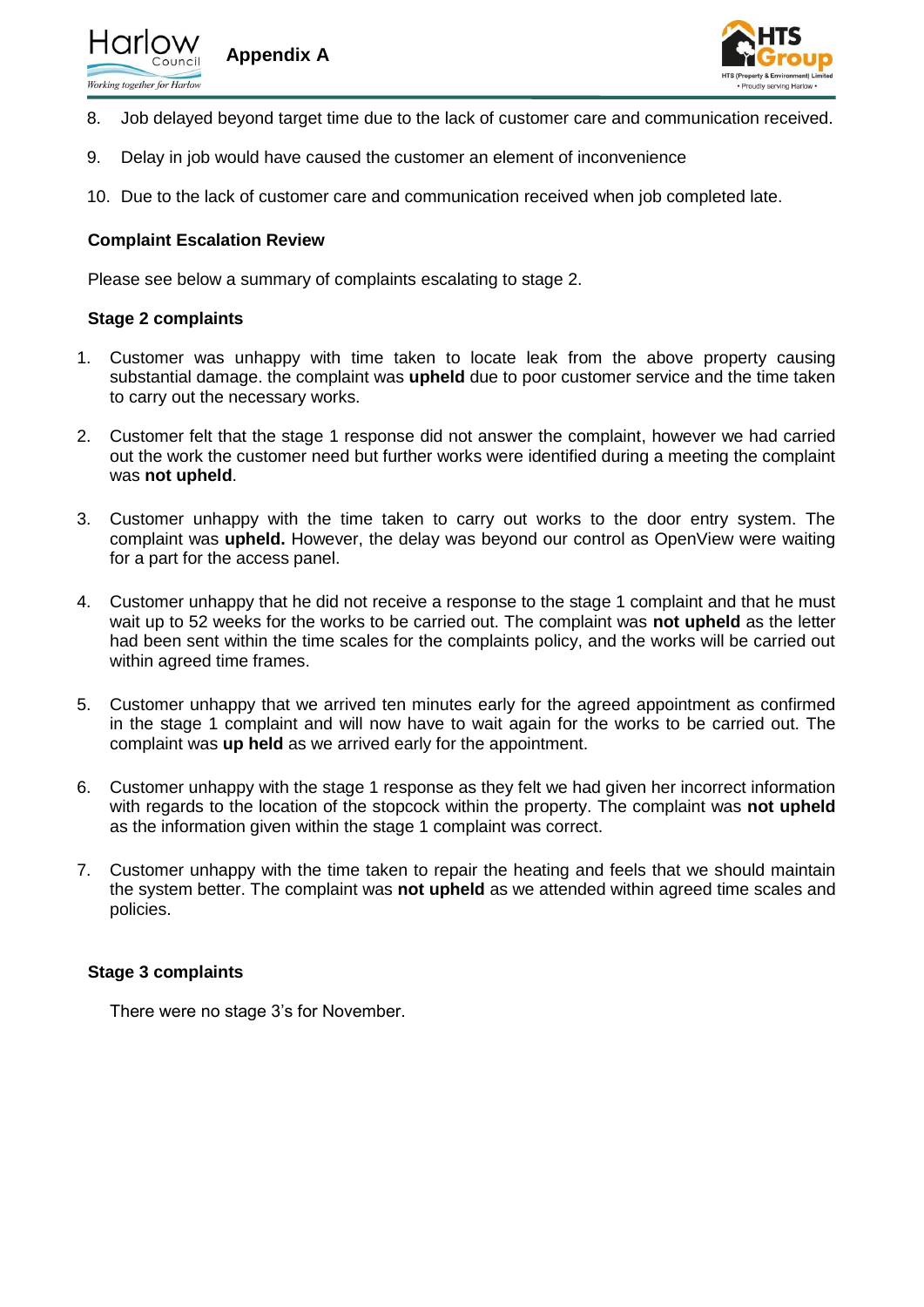8. Job delayed beyond target time due to the lack of customer care and communication received.

9. Delay in job would have caused the customer an element of inconvenience

10. Due to the lack of customer care and communication received when job completed late.

**Complaint Escalation Review**

Please see below a summary of complaints escalating to stage 2.

**Stage 2 complaints**

1. Customer was unhappy with time taken to locate leak from the above property causing substantial damage. the complaint was **upheld** due to poor customer service and the time taken to carry out the necessary works.

2. Customer felt that the stage 1 response did not answer the complaint, however we had carried out the work the customer need but further works were identified during a meeting the complaint was **not upheld**.

3. Customer unhappy with the time taken to carry out works to the door entry system. The complaint was **upheld.** However, the delay was beyond our control as OpenView were waiting for a part for the access panel.

4. Customer unhappy that he did not receive a response to the stage 1 complaint and that he must wait up to 52 weeks for the works to be carried out. The complaint was **not upheld** as the letter had been sent within the time scales for the complaints policy, and the works will be carried out within agreed time frames.

5. Customer unhappy that we arrived ten minutes early for the agreed appointment as confirmed in the stage 1 complaint and will now have to wait again for the works to be carried out. The complaint was **up held** as we arrived early for the appointment.

6. Customer unhappy with the stage 1 response as they felt we had given her incorrect information with regards to the location of the stopcock within the property. The complaint was **not upheld** as the information given within the stage 1 complaint was correct.

7. Customer unhappy with the time taken to repair the heating and feels that we should maintain the system better. The complaint was **not upheld** as we attended within agreed time scales and policies.

**Stage 3 complaints**

There were no stage 3's for November.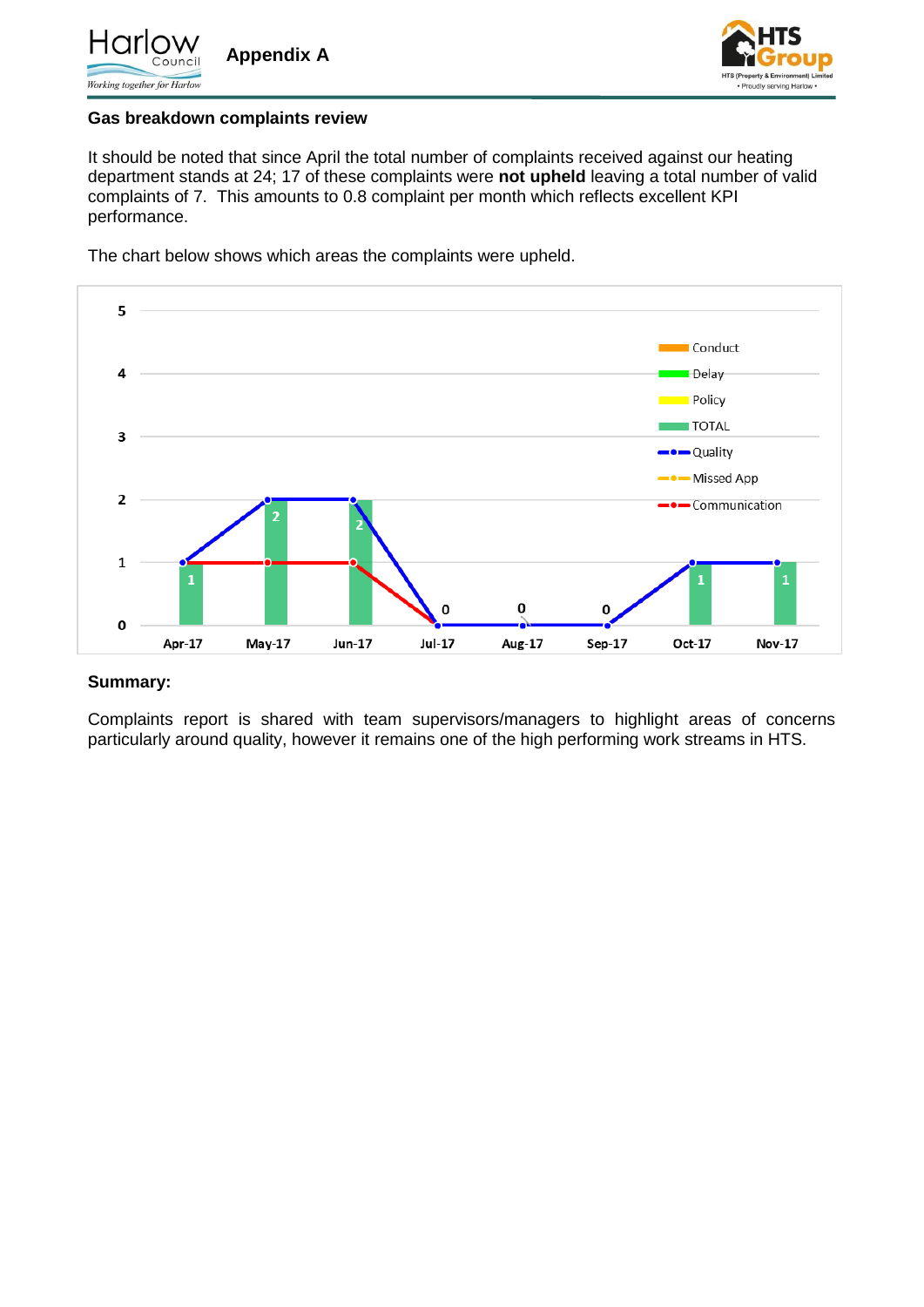Appendix A

**Gas breakdown complaints review**

It should be noted that since April the total number of complaints received against our heating department stands at 24; 17 of these complaints were **not upheld** leaving a total number of valid complaints of 7. This amounts to 0.8 complaint per month which reflects excellent KPI performance.

The chart below shows which areas the complaints were upheld.

**Summary:**

Complaints report is shared with team supervisors/managers to highlight areas of concerns particularly around quality, however it remains one of the high performing work streams in HTS.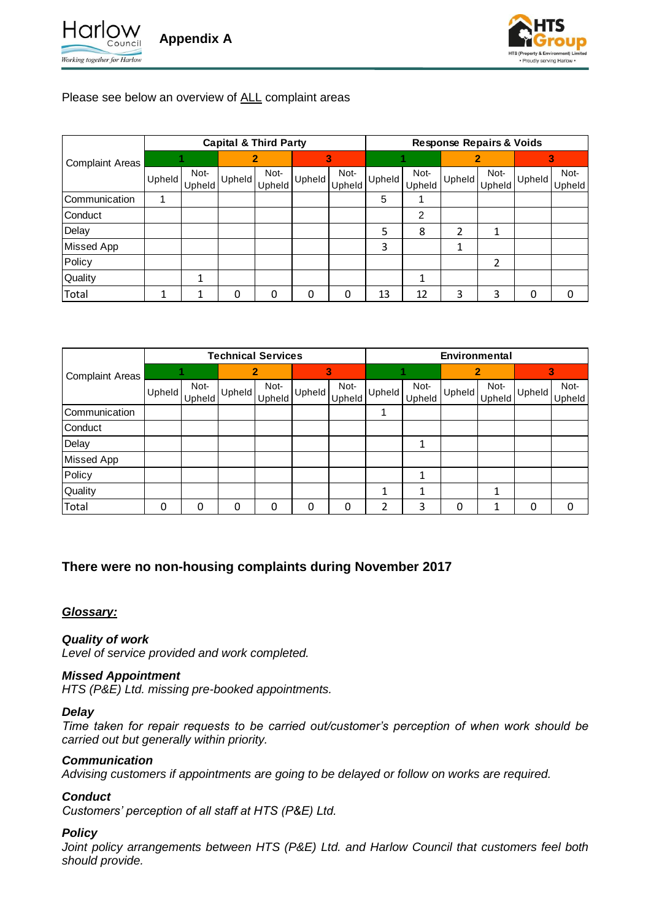Appendix A

Please see below an overview of ALL complaint areas

| Complaint Areas | Capital & Third Party | | | | | | Response Repairs & Voids | | | | | |
|---|---|---|---|---|---|---|---|---|---|---|---|---|
| | 1 | | 2 | | 3 | | 1 | | 2 | | 3 | |
| | Upheld | Not-Upheld | Upheld | Not-Upheld | Upheld | Not-Upheld | Upheld | Not-Upheld | Upheld | Not-Upheld | Upheld | Not-Upheld |
| Communication | 1 | | | | | | 5 | 1 | | | | |
| Conduct | | | | | | | | 2 | | | | |
| Delay | | | | | | | 5 | 8 | 2 | 1 | | |
| Missed App | | | | | | | 3 | | 1 | | | |
| Policy | | | | | | | | | | 2 | | |
| Quality | | 1 | | | | | | 1 | | | | |
| Total | 1 | 1 | 0 | 0 | 0 | 0 | 13 | 12 | 3 | 3 | 0 | 0 |

| Complaint Areas | Technical Services | | | | | | Environmental | | | | | |
|---|---|---|---|---|---|---|---|---|---|---|---|---|
| | 1 | | 2 | | 3 | | 1 | | 2 | | 3 | |
| | Upheld | Not-Upheld | Upheld | Not-Upheld | Upheld | Not-Upheld | Upheld | Not-Upheld | Upheld | Not-Upheld | Upheld | Not-Upheld |
| Communication | | | | | | | 1 | | | | | |
| Conduct | | | | | | | | | | | | |
| Delay | | | | | | | | 1 | | | | |
| Missed App | | | | | | | | | | | | |
| Policy | | | | | | | | 1 | | | | |
| Quality | | | | | | | 1 | 1 | | 1 | | |
| Total | 0 | 0 | 0 | 0 | 0 | 0 | 2 | 3 | 0 | 1 | 0 | 0 |

**There were no non-housing complaints during November 2017**

***Glossary:***

***Quality of work***
*Level of service provided and work completed.*

***Missed Appointment***
*HTS (P&E) Ltd. missing pre-booked appointments.*

***Delay***
*Time taken for repair requests to be carried out/customer's perception of when work should be carried out but generally within priority.*

***Communication***
*Advising customers if appointments are going to be delayed or follow on works are required.*

***Conduct***
*Customers' perception of all staff at HTS (P&E) Ltd.*

***Policy***
*Joint policy arrangements between HTS (P&E) Ltd. and Harlow Council that customers feel both should provide.*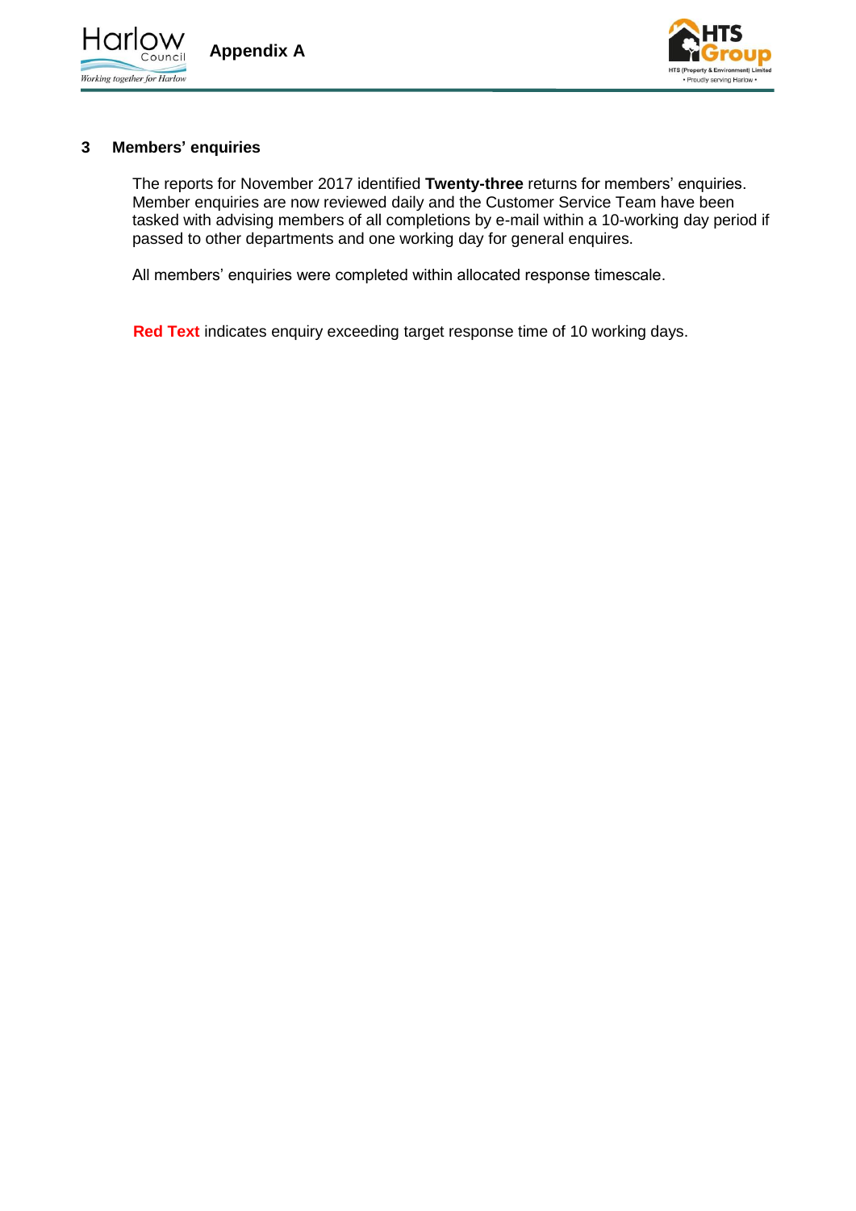## 3 Members' enquiries

The reports for November 2017 identified **Twenty-three** returns for members' enquiries. Member enquiries are now reviewed daily and the Customer Service Team have been tasked with advising members of all completions by e-mail within a 10-working day period if passed to other departments and one working day for general enquires.

All members' enquiries were completed within allocated response timescale.

**Red Text** indicates enquiry exceeding target response time of 10 working days.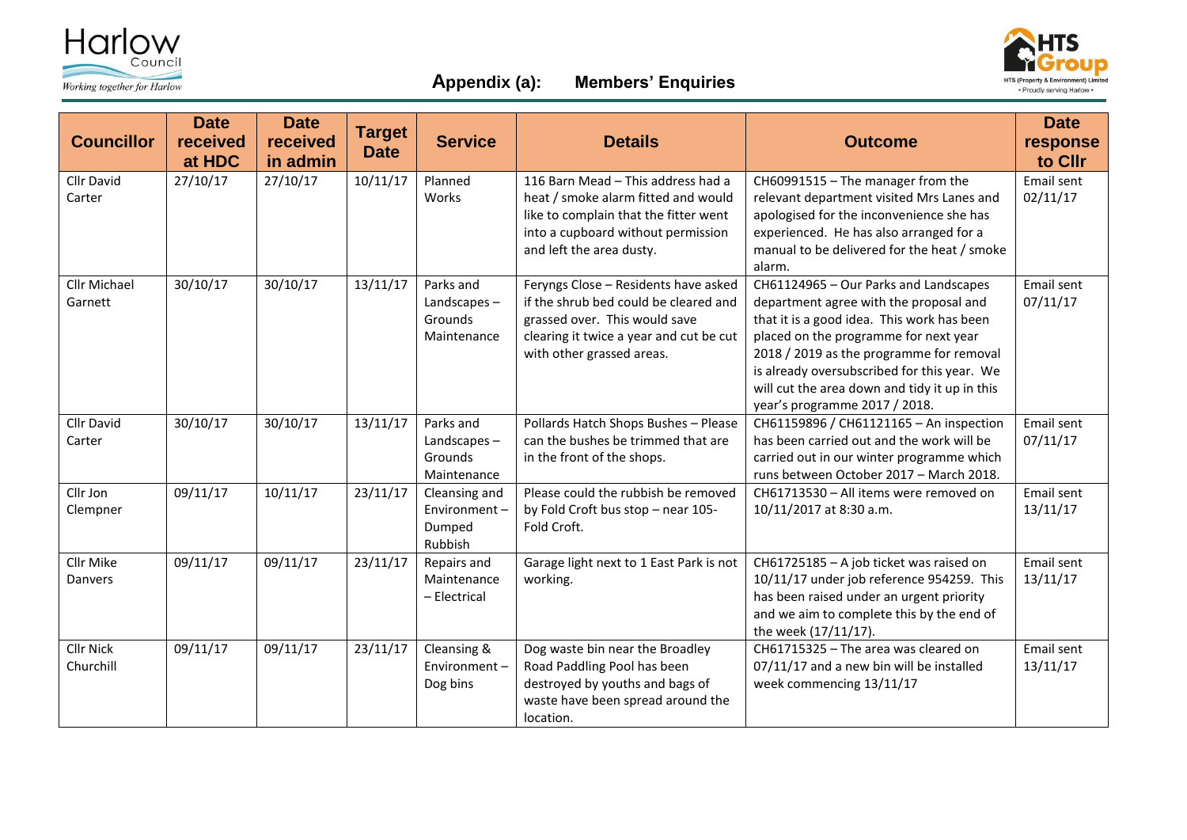## Appendix (a): Members' Enquiries

| Councillor | Date received at HDC | Date received in admin | Target Date | Service | Details | Outcome | Date response to Cllr |
|---|---|---|---|---|---|---|---|
| Cllr David Carter | 27/10/17 | 27/10/17 | 10/11/17 | Planned Works | 116 Barn Mead – This address had a heat / smoke alarm fitted and would like to complain that the fitter went into a cupboard without permission and left the area dusty. | CH60991515 – The manager from the relevant department visited Mrs Lanes and apologised for the inconvenience she has experienced. He has also arranged for a manual to be delivered for the heat / smoke alarm. | Email sent 02/11/17 |
| Cllr Michael Garnett | 30/10/17 | 30/10/17 | 13/11/17 | Parks and Landscapes – Grounds Maintenance | Feryngs Close – Residents have asked if the shrub bed could be cleared and grassed over. This would save clearing it twice a year and cut be cut with other grassed areas. | CH61124965 – Our Parks and Landscapes department agree with the proposal and that it is a good idea. This work has been placed on the programme for next year 2018 / 2019 as the programme for removal is already oversubscribed for this year. We will cut the area down and tidy it up in this year's programme 2017 / 2018. | Email sent 07/11/17 |
| Cllr David Carter | 30/10/17 | 30/10/17 | 13/11/17 | Parks and Landscapes – Grounds Maintenance | Pollards Hatch Shops Bushes – Please can the bushes be trimmed that are in the front of the shops. | CH61159896 / CH61121165 – An inspection has been carried out and the work will be carried out in our winter programme which runs between October 2017 – March 2018. | Email sent 07/11/17 |
| Cllr Jon Clempner | 09/11/17 | 10/11/17 | 23/11/17 | Cleansing and Environment – Dumped Rubbish | Please could the rubbish be removed by Fold Croft bus stop – near 105-Fold Croft. | CH61713530 – All items were removed on 10/11/2017 at 8:30 a.m. | Email sent 13/11/17 |
| Cllr Mike Danvers | 09/11/17 | 09/11/17 | 23/11/17 | Repairs and Maintenance – Electrical | Garage light next to 1 East Park is not working. | CH61725185 – A job ticket was raised on 10/11/17 under job reference 954259. This has been raised under an urgent priority and we aim to complete this by the end of the week (17/11/17). | Email sent 13/11/17 |
| Cllr Nick Churchill | 09/11/17 | 09/11/17 | 23/11/17 | Cleansing & Environment – Dog bins | Dog waste bin near the Broadley Road Paddling Pool has been destroyed by youths and bags of waste have been spread around the location. | CH61715325 – The area was cleared on 07/11/17 and a new bin will be installed week commencing 13/11/17 | Email sent 13/11/17 |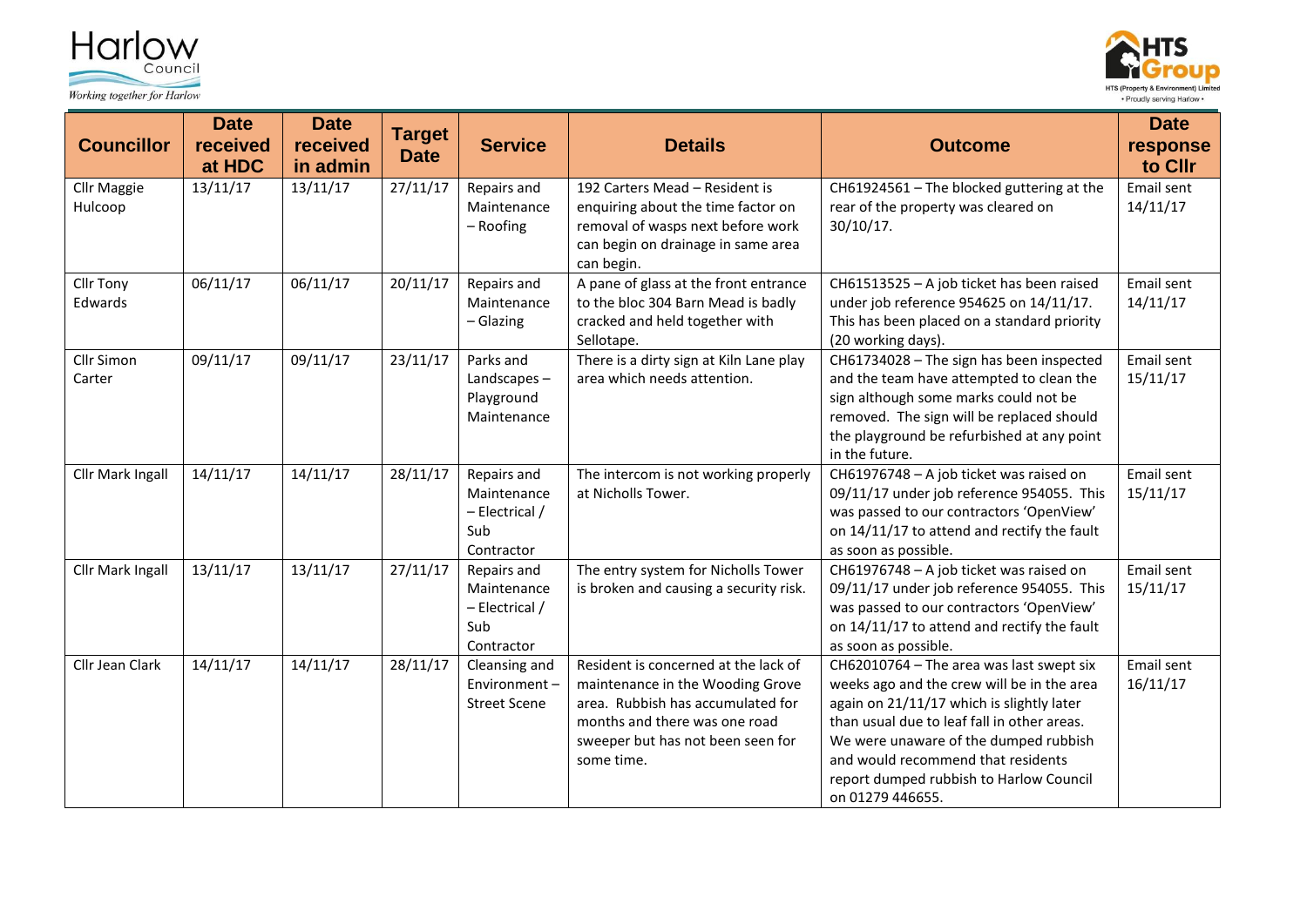| Councillor | Date received at HDC | Date received in admin | Target Date | Service | Details | Outcome | Date response to Cllr |
|---|---|---|---|---|---|---|---|
| Cllr Maggie Hulcoop | 13/11/17 | 13/11/17 | 27/11/17 | Repairs and Maintenance – Roofing | 192 Carters Mead – Resident is enquiring about the time factor on removal of wasps next before work can begin on drainage in same area can begin. | CH61924561 – The blocked guttering at the rear of the property was cleared on 30/10/17. | Email sent 14/11/17 |
| Cllr Tony Edwards | 06/11/17 | 06/11/17 | 20/11/17 | Repairs and Maintenance – Glazing | A pane of glass at the front entrance to the bloc 304 Barn Mead is badly cracked and held together with Sellotape. | CH61513525 – A job ticket has been raised under job reference 954625 on 14/11/17. This has been placed on a standard priority (20 working days). | Email sent 14/11/17 |
| Cllr Simon Carter | 09/11/17 | 09/11/17 | 23/11/17 | Parks and Landscapes – Playground Maintenance | There is a dirty sign at Kiln Lane play area which needs attention. | CH61734028 – The sign has been inspected and the team have attempted to clean the sign although some marks could not be removed. The sign will be replaced should the playground be refurbished at any point in the future. | Email sent 15/11/17 |
| Cllr Mark Ingall | 14/11/17 | 14/11/17 | 28/11/17 | Repairs and Maintenance – Electrical / Sub Contractor | The intercom is not working properly at Nicholls Tower. | CH61976748 – A job ticket was raised on 09/11/17 under job reference 954055. This was passed to our contractors 'OpenView' on 14/11/17 to attend and rectify the fault as soon as possible. | Email sent 15/11/17 |
| Cllr Mark Ingall | 13/11/17 | 13/11/17 | 27/11/17 | Repairs and Maintenance – Electrical / Sub Contractor | The entry system for Nicholls Tower is broken and causing a security risk. | CH61976748 – A job ticket was raised on 09/11/17 under job reference 954055. This was passed to our contractors 'OpenView' on 14/11/17 to attend and rectify the fault as soon as possible. | Email sent 15/11/17 |
| Cllr Jean Clark | 14/11/17 | 14/11/17 | 28/11/17 | Cleansing and Environment – Street Scene | Resident is concerned at the lack of maintenance in the Wooding Grove area. Rubbish has accumulated for months and there was one road sweeper but has not been seen for some time. | CH62010764 – The area was last swept six weeks ago and the crew will be in the area again on 21/11/17 which is slightly later than usual due to leaf fall in other areas. We were unaware of the dumped rubbish and would recommend that residents report dumped rubbish to Harlow Council on 01279 446655. | Email sent 16/11/17 |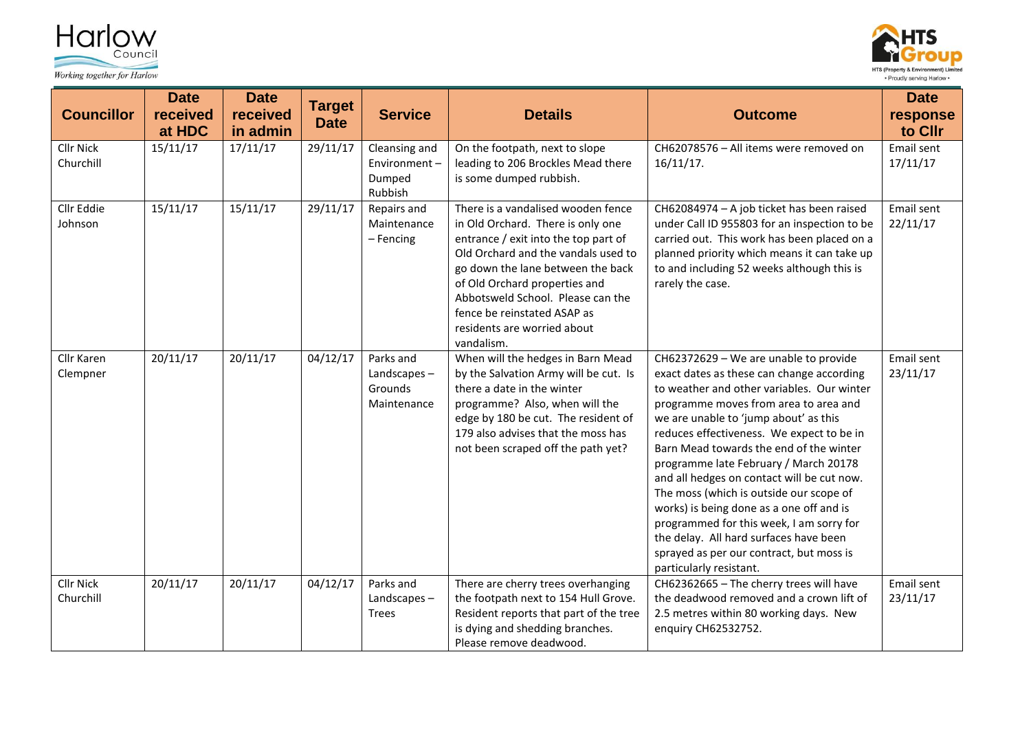| Councillor | Date received at HDC | Date received in admin | Target Date | Service | Details | Outcome | Date response to Cllr |
|---|---|---|---|---|---|---|---|
| Cllr Nick Churchill | 15/11/17 | 17/11/17 | 29/11/17 | Cleansing and Environment – Dumped Rubbish | On the footpath, next to slope leading to 206 Brockles Mead there is some dumped rubbish. | CH62078576 – All items were removed on 16/11/17. | Email sent 17/11/17 |
| Cllr Eddie Johnson | 15/11/17 | 15/11/17 | 29/11/17 | Repairs and Maintenance – Fencing | There is a vandalised wooden fence in Old Orchard. There is only one entrance / exit into the top part of Old Orchard and the vandals used to go down the lane between the back of Old Orchard properties and Abbotsweld School. Please can the fence be reinstated ASAP as residents are worried about vandalism. | CH62084974 – A job ticket has been raised under Call ID 955803 for an inspection to be carried out. This work has been placed on a planned priority which means it can take up to and including 52 weeks although this is rarely the case. | Email sent 22/11/17 |
| Cllr Karen Clempner | 20/11/17 | 20/11/17 | 04/12/17 | Parks and Landscapes – Grounds Maintenance | When will the hedges in Barn Mead by the Salvation Army will be cut. Is there a date in the winter programme? Also, when will the edge by 180 be cut. The resident of 179 also advises that the moss has not been scraped off the path yet? | CH62372629 – We are unable to provide exact dates as these can change according to weather and other variables. Our winter programme moves from area to area and we are unable to 'jump about' as this reduces effectiveness. We expect to be in Barn Mead towards the end of the winter programme late February / March 20178 and all hedges on contact will be cut now. The moss (which is outside our scope of works) is being done as a one off and is programmed for this week, I am sorry for the delay. All hard surfaces have been sprayed as per our contract, but moss is particularly resistant. | Email sent 23/11/17 |
| Cllr Nick Churchill | 20/11/17 | 20/11/17 | 04/12/17 | Parks and Landscapes – Trees | There are cherry trees overhanging the footpath next to 154 Hull Grove. Resident reports that part of the tree is dying and shedding branches. Please remove deadwood. | CH62362665 – The cherry trees will have the deadwood removed and a crown lift of 2.5 metres within 80 working days. New enquiry CH62532752. | Email sent 23/11/17 |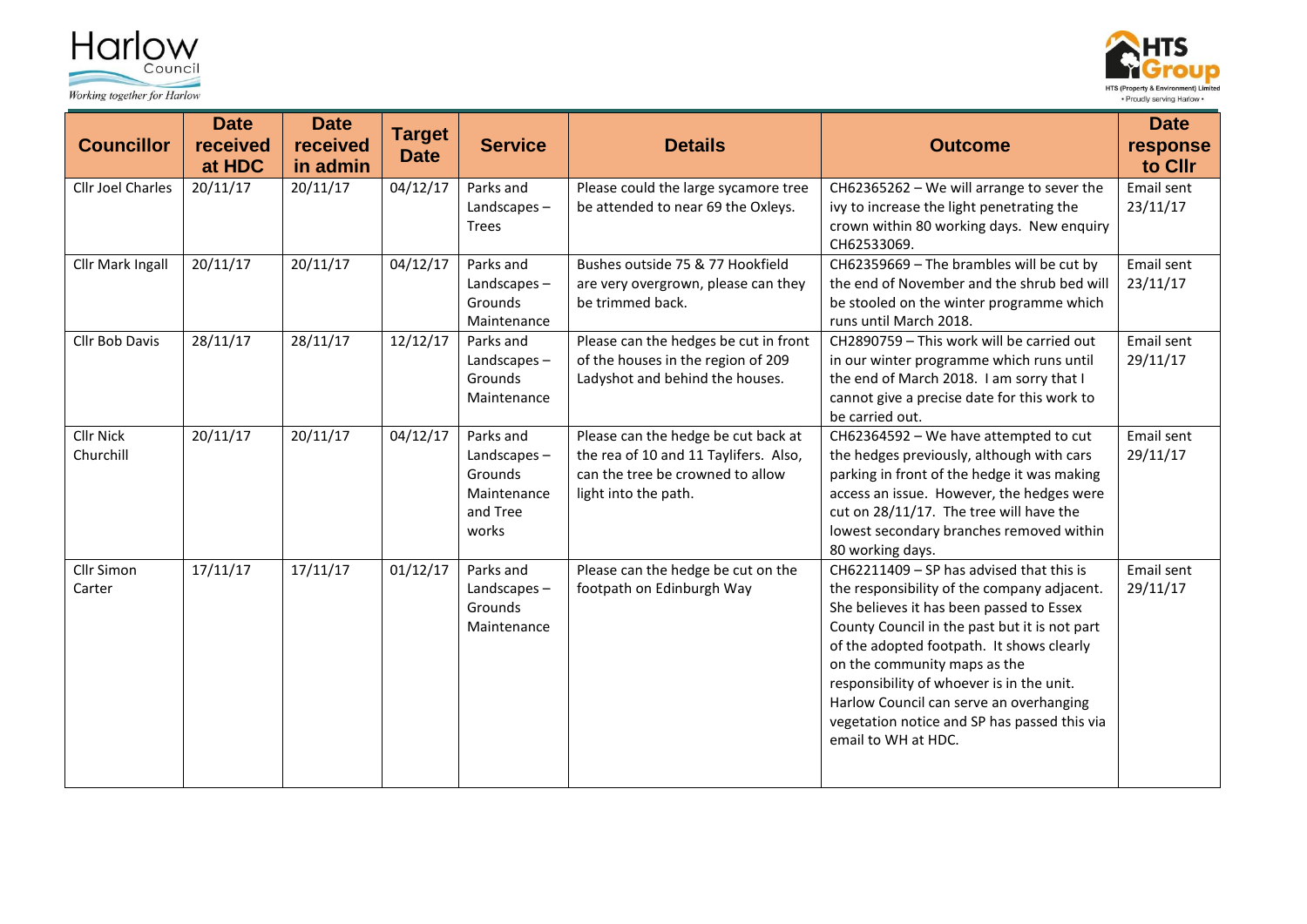| Councillor | Date received at HDC | Date received in admin | Target Date | Service | Details | Outcome | Date response to Cllr |
|---|---|---|---|---|---|---|---|
| Cllr Joel Charles | 20/11/17 | 20/11/17 | 04/12/17 | Parks and Landscapes – Trees | Please could the large sycamore tree be attended to near 69 the Oxleys. | CH62365262 – We will arrange to sever the ivy to increase the light penetrating the crown within 80 working days. New enquiry CH62533069. | Email sent 23/11/17 |
| Cllr Mark Ingall | 20/11/17 | 20/11/17 | 04/12/17 | Parks and Landscapes – Grounds Maintenance | Bushes outside 75 & 77 Hookfield are very overgrown, please can they be trimmed back. | CH62359669 – The brambles will be cut by the end of November and the shrub bed will be stooled on the winter programme which runs until March 2018. | Email sent 23/11/17 |
| Cllr Bob Davis | 28/11/17 | 28/11/17 | 12/12/17 | Parks and Landscapes – Grounds Maintenance | Please can the hedges be cut in front of the houses in the region of 209 Ladyshot and behind the houses. | CH2890759 – This work will be carried out in our winter programme which runs until the end of March 2018. I am sorry that I cannot give a precise date for this work to be carried out. | Email sent 29/11/17 |
| Cllr Nick Churchill | 20/11/17 | 20/11/17 | 04/12/17 | Parks and Landscapes – Grounds Maintenance and Tree works | Please can the hedge be cut back at the rea of 10 and 11 Taylifers. Also, can the tree be crowned to allow light into the path. | CH62364592 – We have attempted to cut the hedges previously, although with cars parking in front of the hedge it was making access an issue. However, the hedges were cut on 28/11/17. The tree will have the lowest secondary branches removed within 80 working days. | Email sent 29/11/17 |
| Cllr Simon Carter | 17/11/17 | 17/11/17 | 01/12/17 | Parks and Landscapes – Grounds Maintenance | Please can the hedge be cut on the footpath on Edinburgh Way | CH62211409 – SP has advised that this is the responsibility of the company adjacent. She believes it has been passed to Essex County Council in the past but it is not part of the adopted footpath. It shows clearly on the community maps as the responsibility of whoever is in the unit. Harlow Council can serve an overhanging vegetation notice and SP has passed this via email to WH at HDC. | Email sent 29/11/17 |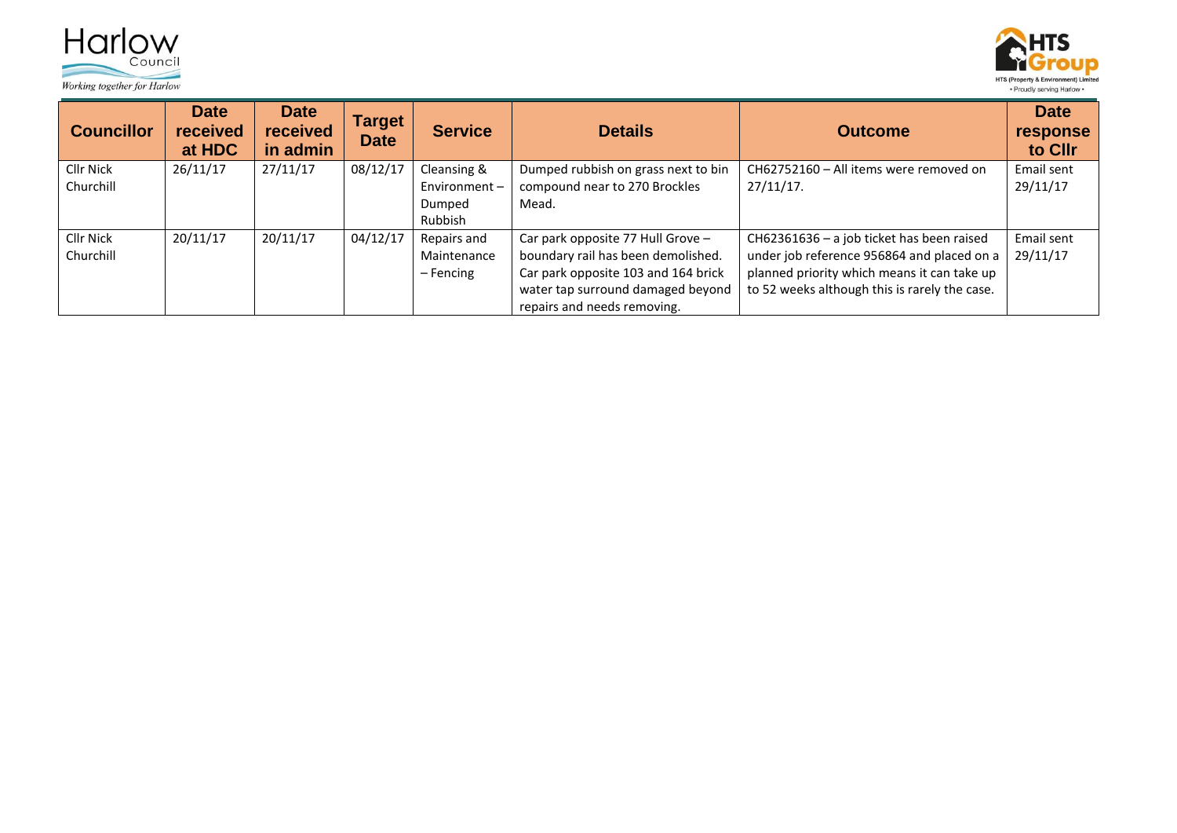| Councillor | Date received at HDC | Date received in admin | Target Date | Service | Details | Outcome | Date response to Cllr |
|---|---|---|---|---|---|---|---|
| Cllr Nick Churchill | 26/11/17 | 27/11/17 | 08/12/17 | Cleansing & Environment – Dumped Rubbish | Dumped rubbish on grass next to bin compound near to 270 Brockles Mead. | CH62752160 – All items were removed on 27/11/17. | Email sent 29/11/17 |
| Cllr Nick Churchill | 20/11/17 | 20/11/17 | 04/12/17 | Repairs and Maintenance – Fencing | Car park opposite 77 Hull Grove – boundary rail has been demolished. Car park opposite 103 and 164 brick water tap surround damaged beyond repairs and needs removing. | CH62361636 – a job ticket has been raised under job reference 956864 and placed on a planned priority which means it can take up to 52 weeks although this is rarely the case. | Email sent 29/11/17 |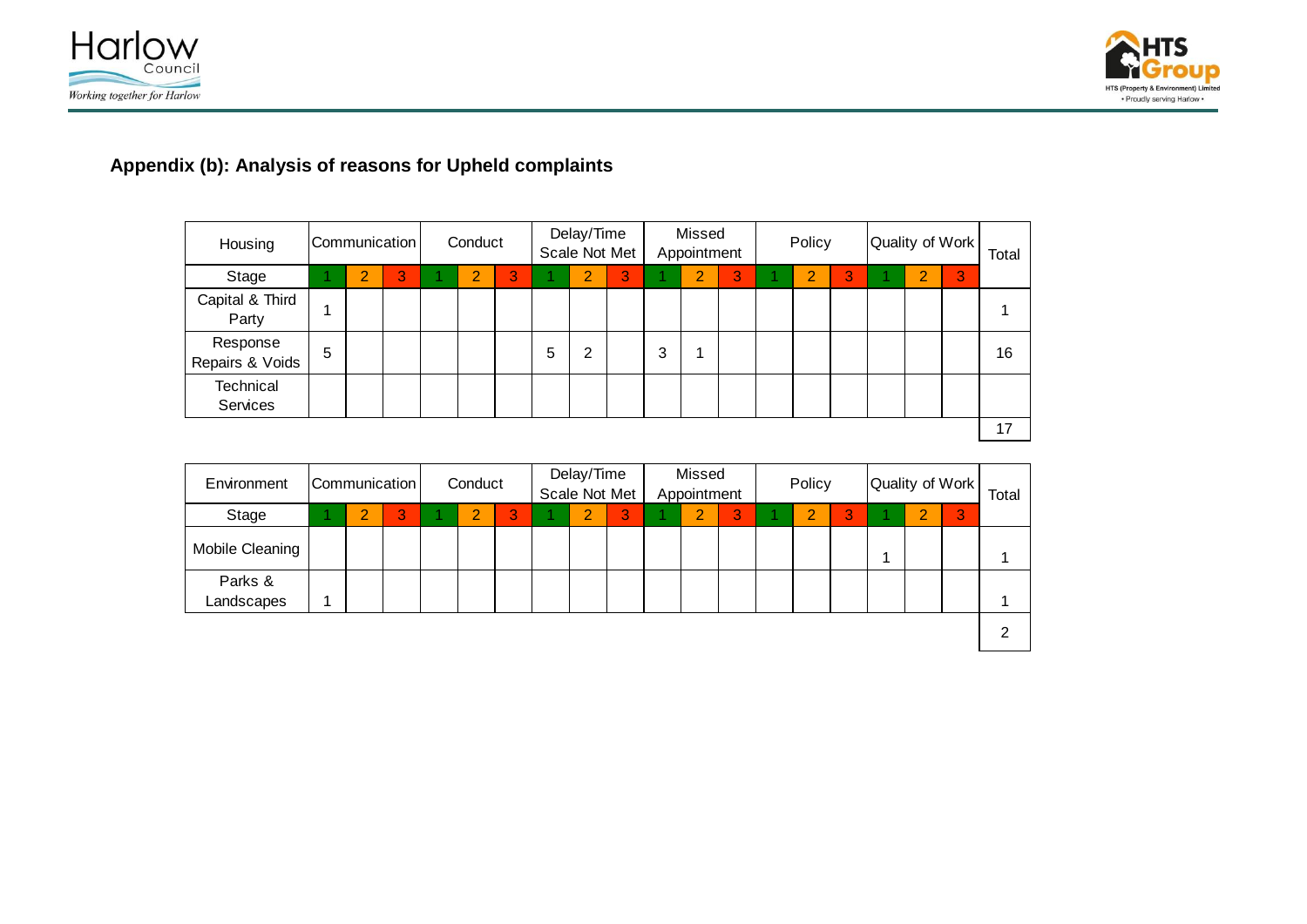## Appendix (b): Analysis of reasons for Upheld complaints

| Housing | Communication | | | Conduct | | | Delay/Time Scale Not Met | | | Missed Appointment | | | Policy | | | Quality of Work | | | Total |
|---|---|---|---|---|---|---|---|---|---|---|---|---|---|---|---|---|---|---|---|
| Stage | 1 | 2 | 3 | 1 | 2 | 3 | 1 | 2 | 3 | 1 | 2 | 3 | 1 | 2 | 3 | 1 | 2 | 3 | |
| Capital & Third Party | 1 | | | | | | | | | | | | | | | | | | 1 |
| Response Repairs & Voids | 5 | | | | | | 5 | 2 | | 3 | 1 | | | | | | | | 16 |
| Technical Services | | | | | | | | | | | | | | | | | | | |
| | | | | | | | | | | | | | | | | | | | 17 |

| Environment | Communication | | | Conduct | | | Delay/Time Scale Not Met | | | Missed Appointment | | | Policy | | | Quality of Work | | | Total |
|---|---|---|---|---|---|---|---|---|---|---|---|---|---|---|---|---|---|---|---|
| Stage | 1 | 2 | 3 | 1 | 2 | 3 | 1 | 2 | 3 | 1 | 2 | 3 | 1 | 2 | 3 | 1 | 2 | 3 | |
| Mobile Cleaning | | | | | | | | | | | | | | | | 1 | | | 1 |
| Parks & Landscapes | 1 | | | | | | | | | | | | | | | | | | 1 |
| | | | | | | | | | | | | | | | | | | | 2 |